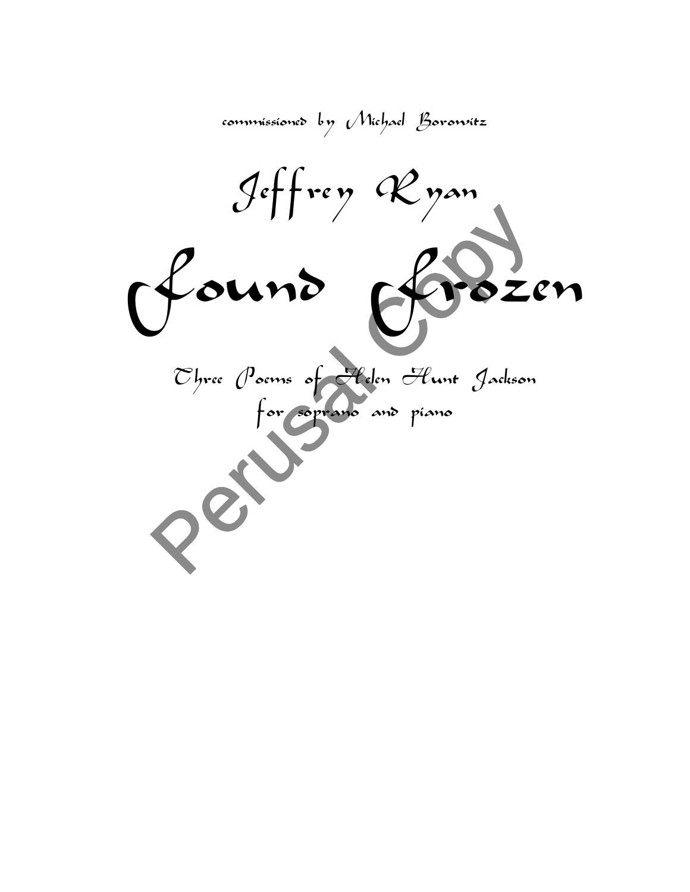commissioned by Michael Borowitz

## Jeffrey Ryan

# Found Frozen

### Three Poems of Helen Hunt Jackson
for soprano and piano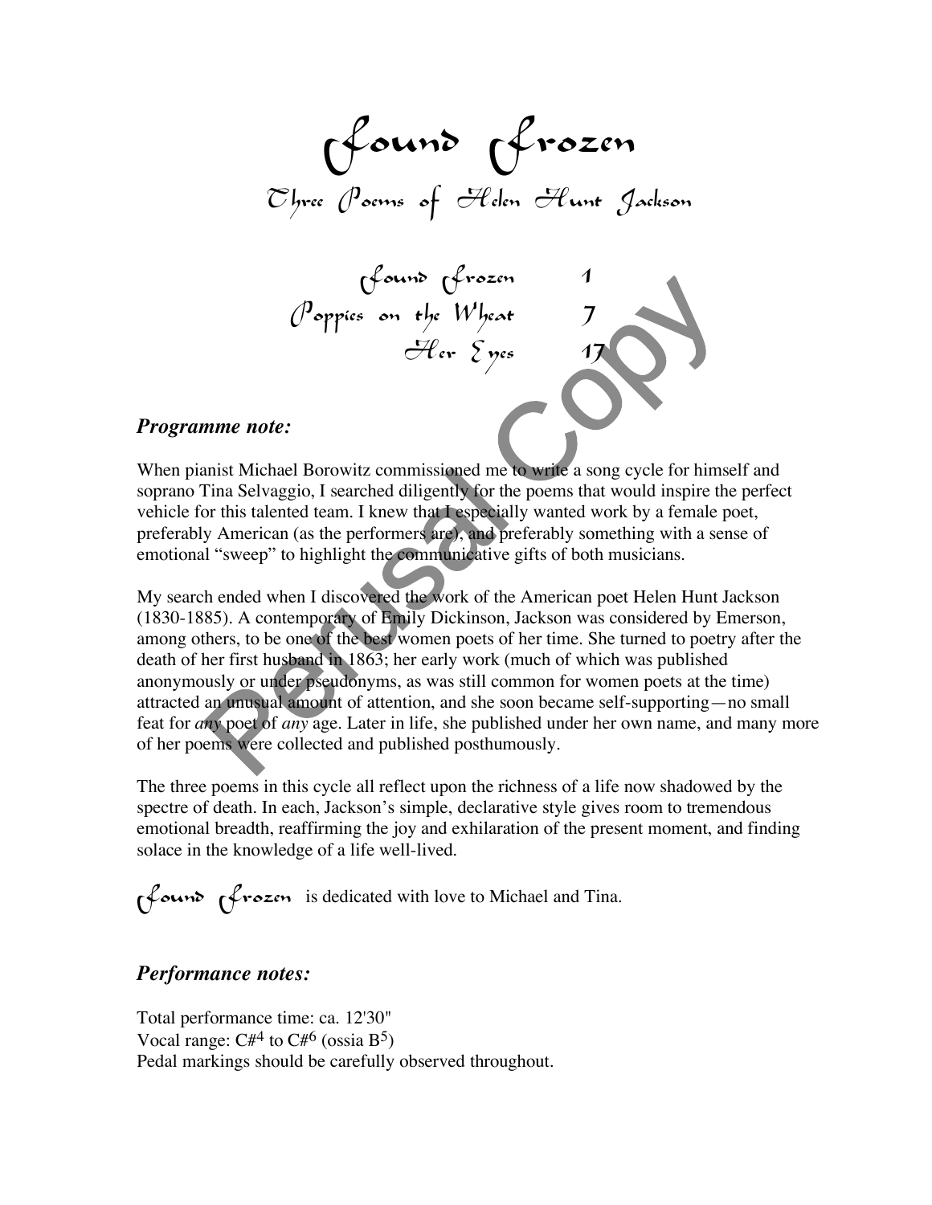# Found Frozen

## Three Poems of Helen Hunt Jackson

| | |
|---|---|
| Found Frozen | 1 |
| Poppies on the Wheat | 7 |
| Her Eyes | 17 |

### *Programme note:*

When pianist Michael Borowitz commissioned me to write a song cycle for himself and soprano Tina Selvaggio, I searched diligently for the poems that would inspire the perfect vehicle for this talented team. I knew that I especially wanted work by a female poet, preferably American (as the performers are), and preferably something with a sense of emotional "sweep" to highlight the communicative gifts of both musicians.

My search ended when I discovered the work of the American poet Helen Hunt Jackson (1830-1885). A contemporary of Emily Dickinson, Jackson was considered by Emerson, among others, to be one of the best women poets of her time. She turned to poetry after the death of her first husband in 1863; her early work (much of which was published anonymously or under pseudonyms, as was still common for women poets at the time) attracted an unusual amount of attention, and she soon became self-supporting—no small feat for *any* poet of *any* age. Later in life, she published under her own name, and many more of her poems were collected and published posthumously.

The three poems in this cycle all reflect upon the richness of a life now shadowed by the spectre of death. In each, Jackson's simple, declarative style gives room to tremendous emotional breadth, reaffirming the joy and exhilaration of the present moment, and finding solace in the knowledge of a life well-lived.

Found Frozen is dedicated with love to Michael and Tina.

### *Performance notes:*

Total performance time: ca. 12'30"
Vocal range: C#$^4$ to C#$^6$ (ossia B$^5$)
Pedal markings should be carefully observed throughout.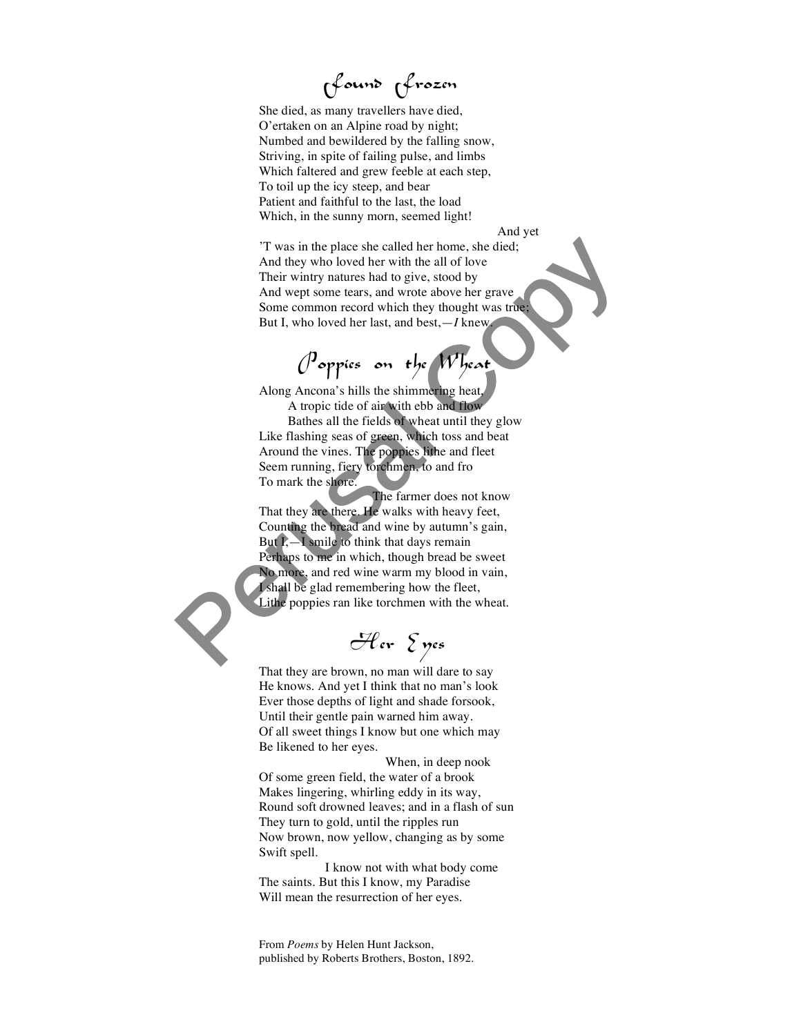## Found Frozen

She died, as many travellers have died,
O'ertaken on an Alpine road by night;
Numbed and bewildered by the falling snow,
Striving, in spite of failing pulse, and limbs
Which faltered and grew feeble at each step,
To toil up the icy steep, and bear
Patient and faithful to the last, the load
Which, in the sunny morn, seemed light!

And yet
'T was in the place she called her home, she died;
And they who loved her with the all of love
Their wintry natures had to give, stood by
And wept some tears, and wrote above her grave
Some common record which they thought was true;
But I, who loved her last, and best,—*I* knew.

## Poppies on the Wheat

Along Ancona's hills the shimmering heat,
A tropic tide of air with ebb and flow
Bathes all the fields of wheat until they glow
Like flashing seas of green, which toss and beat
Around the vines. The poppies lithe and fleet
Seem running, fiery torchmen, to and fro
To mark the shore.

The farmer does not know
That they are there. He walks with heavy feet,
Counting the bread and wine by autumn's gain,
But I,—I smile to think that days remain
Perhaps to me in which, though bread be sweet
No more, and red wine warm my blood in vain,
I shall be glad remembering how the fleet,
Lithe poppies ran like torchmen with the wheat.

## Her Eyes

That they are brown, no man will dare to say
He knows. And yet I think that no man's look
Ever those depths of light and shade forsook,
Until their gentle pain warned him away.
Of all sweet things I know but one which may
Be likened to her eyes.

When, in deep nook
Of some green field, the water of a brook
Makes lingering, whirling eddy in its way,
Round soft drowned leaves; and in a flash of sun
They turn to gold, until the ripples run
Now brown, now yellow, changing as by some
Swift spell.

I know not with what body come
The saints. But this I know, my Paradise
Will mean the resurrection of her eyes.

From *Poems* by Helen Hunt Jackson,
published by Roberts Brothers, Boston, 1892.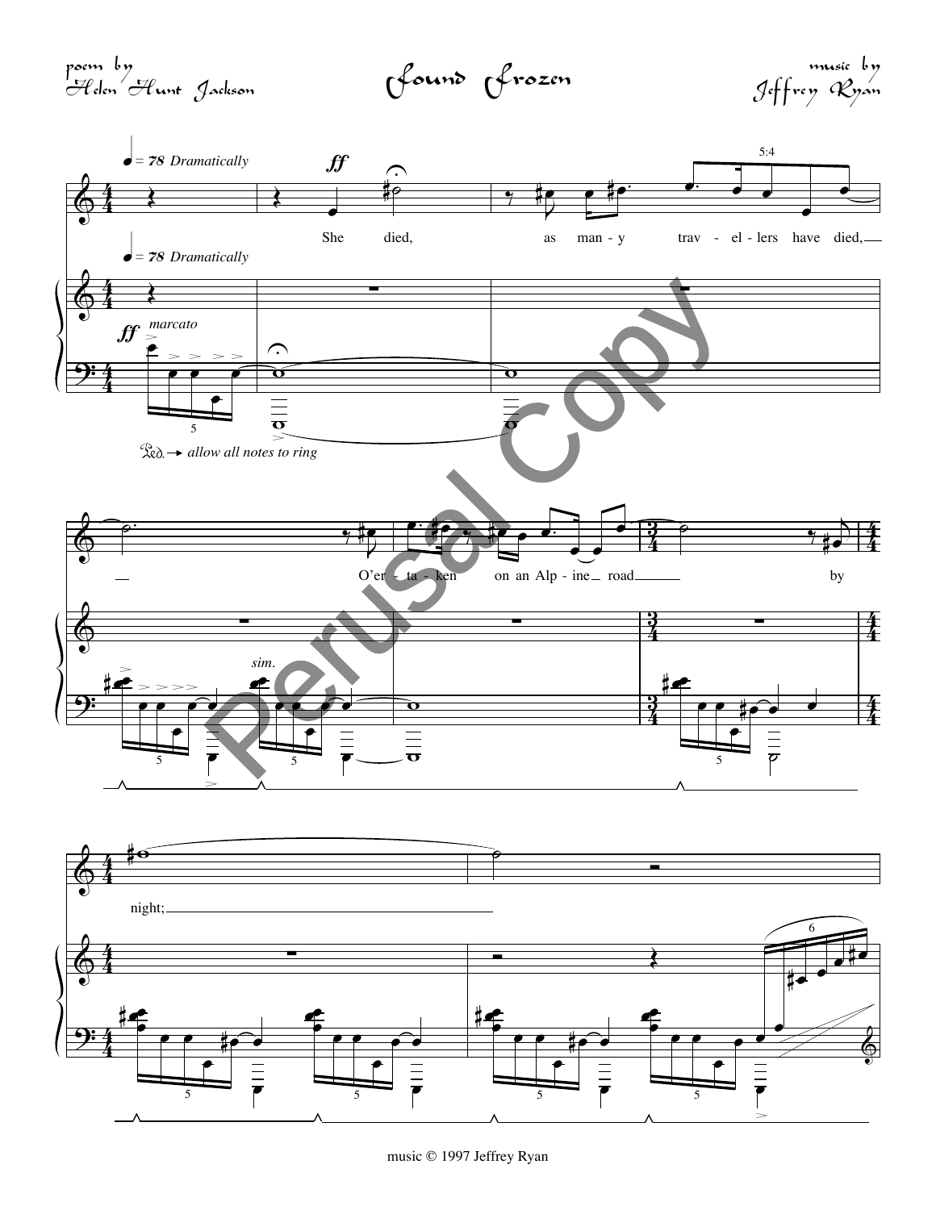poem by
Helen Hunt Jackson

# Found Frozen

music by
Jeffrey Ryan

♩ = 78 *Dramatically*

She died, as man-y trav-el-lers have died, O'er-ta-ken on an Alp-ine road by night;

*marcato*

*allow all notes to ring*

*sim.*

music © 1997 Jeffrey Ryan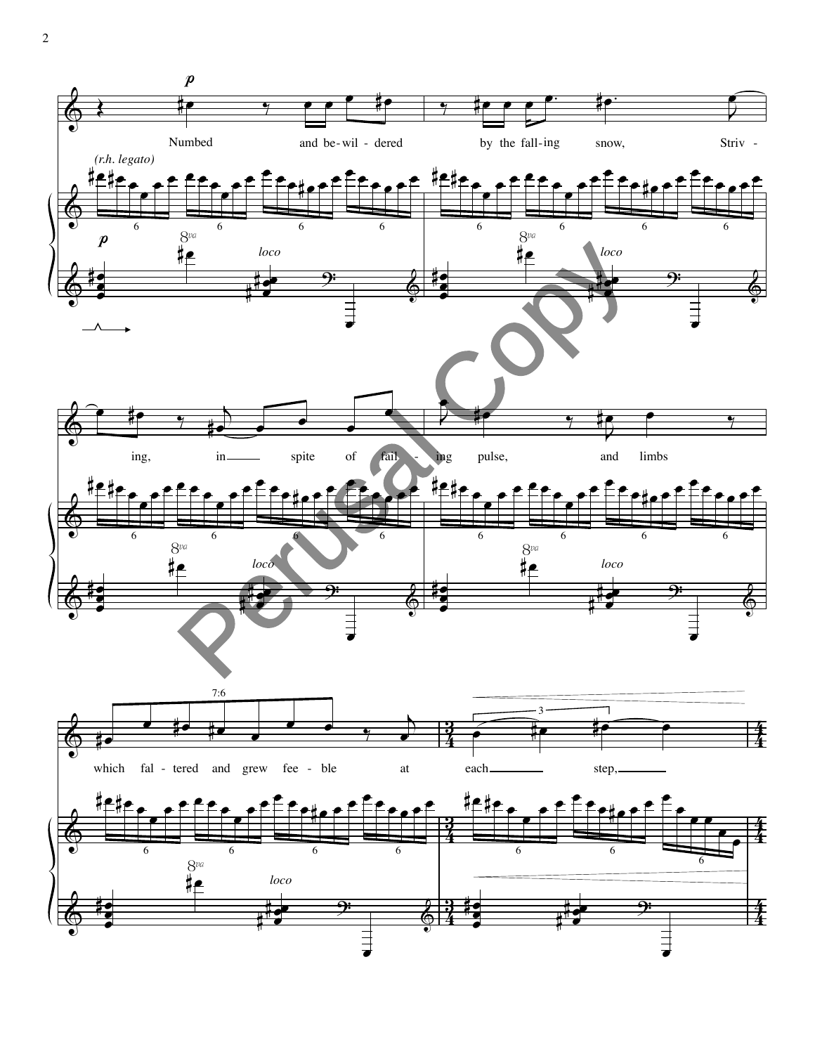*p*

Numbed and be-wil-dered by the fall-ing snow, Striv-ing, in spite of fail-ing pulse, and limbs which fal-tered and grew fee-ble at each step,

*(r.h. legato)*

*p*

*loco*

Perusal Copy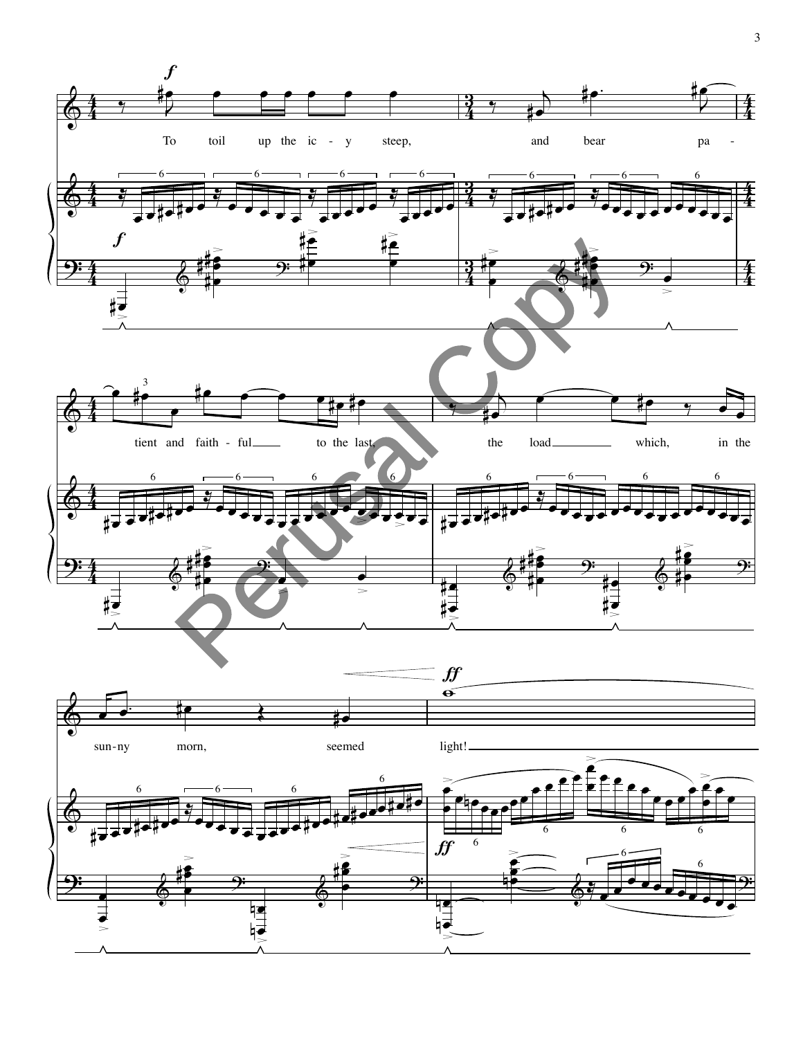To toil up the ic - y steep, and bear pa - tient and faith - ful to the last, the load which, in the sun - ny morn, seemed light!

Perusal Copy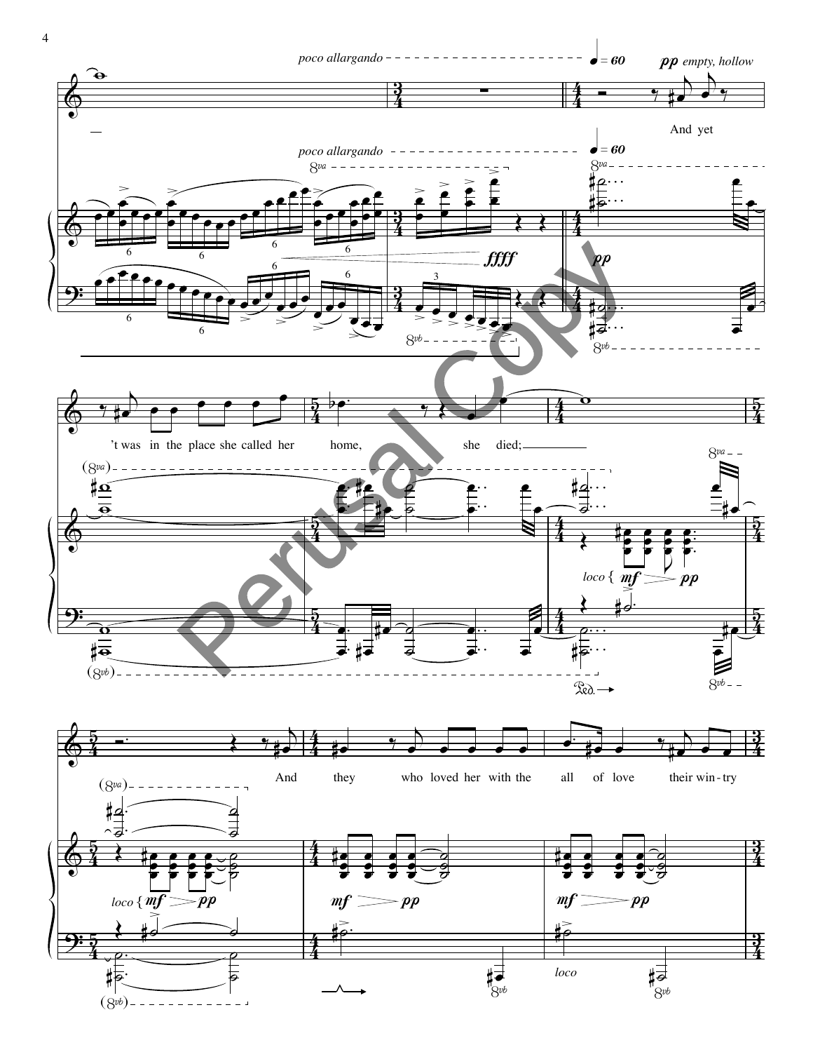*poco allargando* ♩ = 60 ***pp*** *empty, hollow*

And yet 't was in the place she called her home, she died;

And they who loved her with the all of love their win-try

*poco allargando* ♩ = 60

***ffff*** ***pp***

*loco* ***mf*** ***pp***

Perusal Copy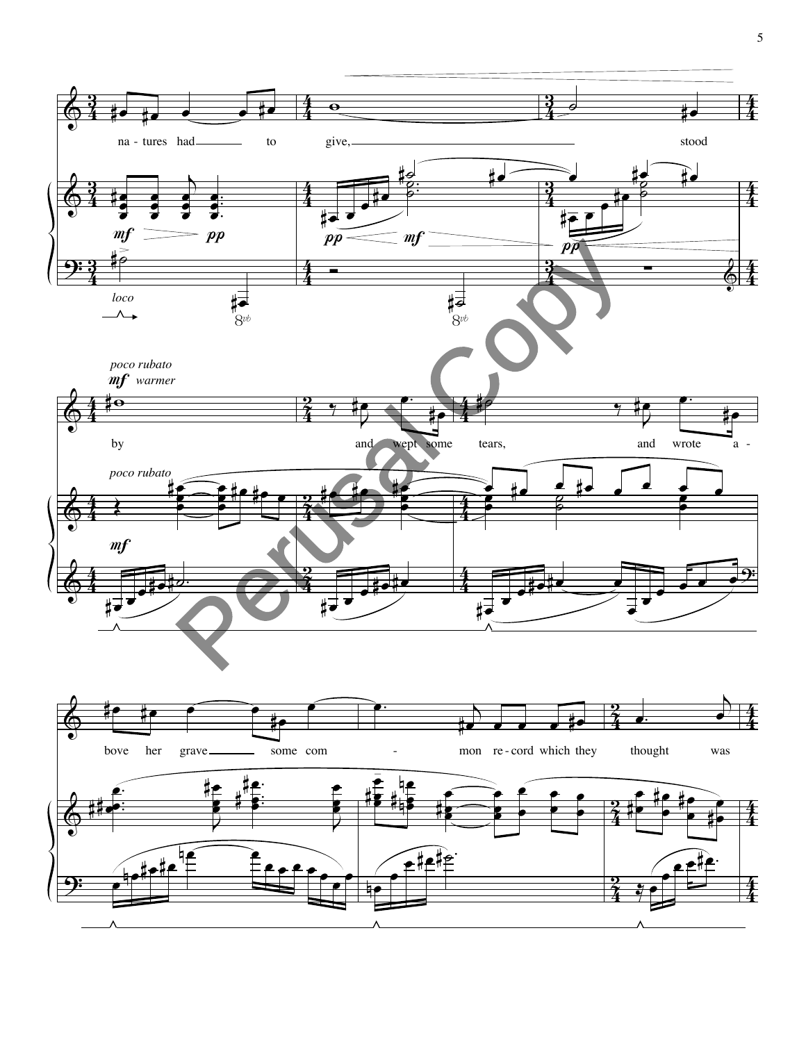na - tures had ___ to give, ___ stood

*loco*

8vb

*poco rubato*

**mf** *warmer*

by ___ and wept some tears, ___ and wrote a -

bove her grave ___ some com - mon re - cord which they thought was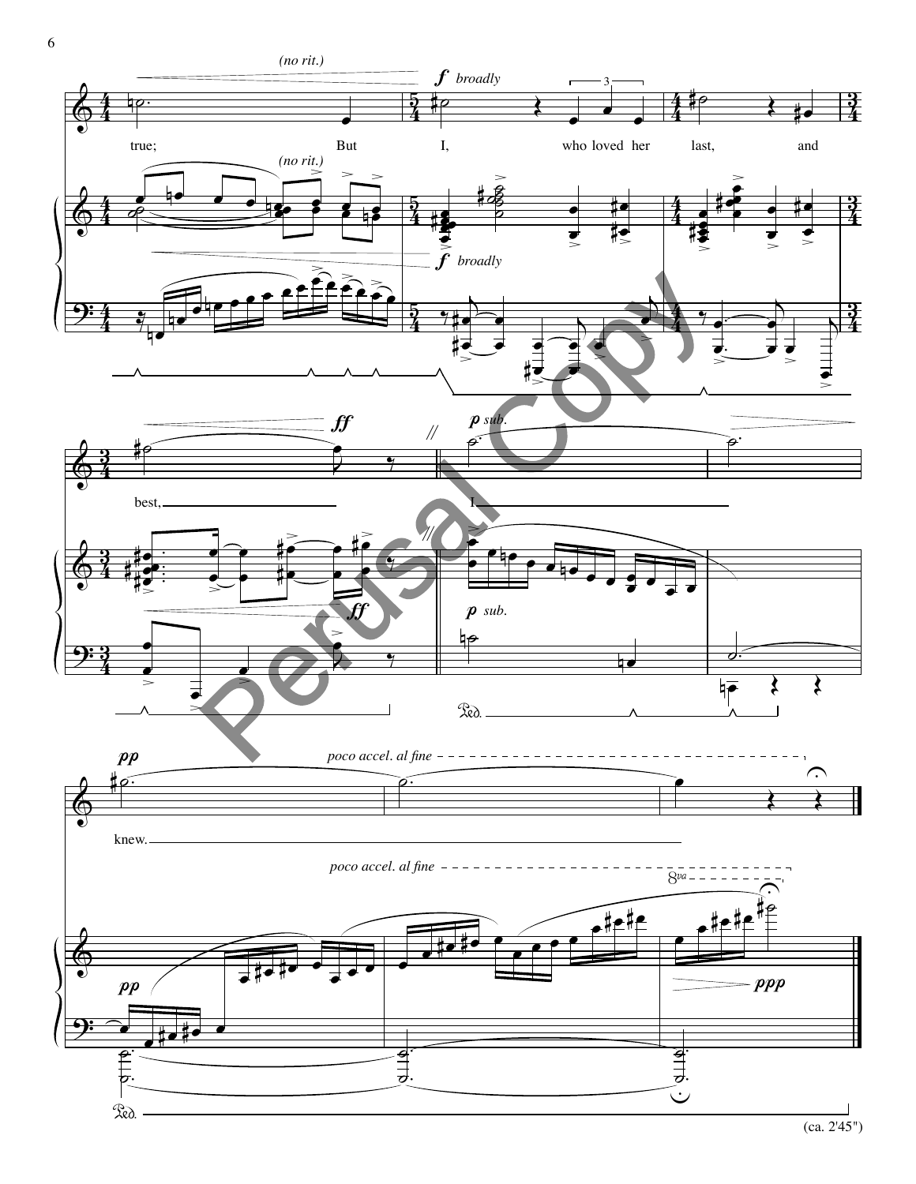(no rit.)

*f* broadly

true; But I, who loved her last, and

(no rit.)

*f* broadly

*ff*

*p sub.*

best, I

*p sub.*

*ff*

*pp*

poco accel. al fine

knew.

poco accel. al fine

*pp*

*ppp*

(ca. 2'45")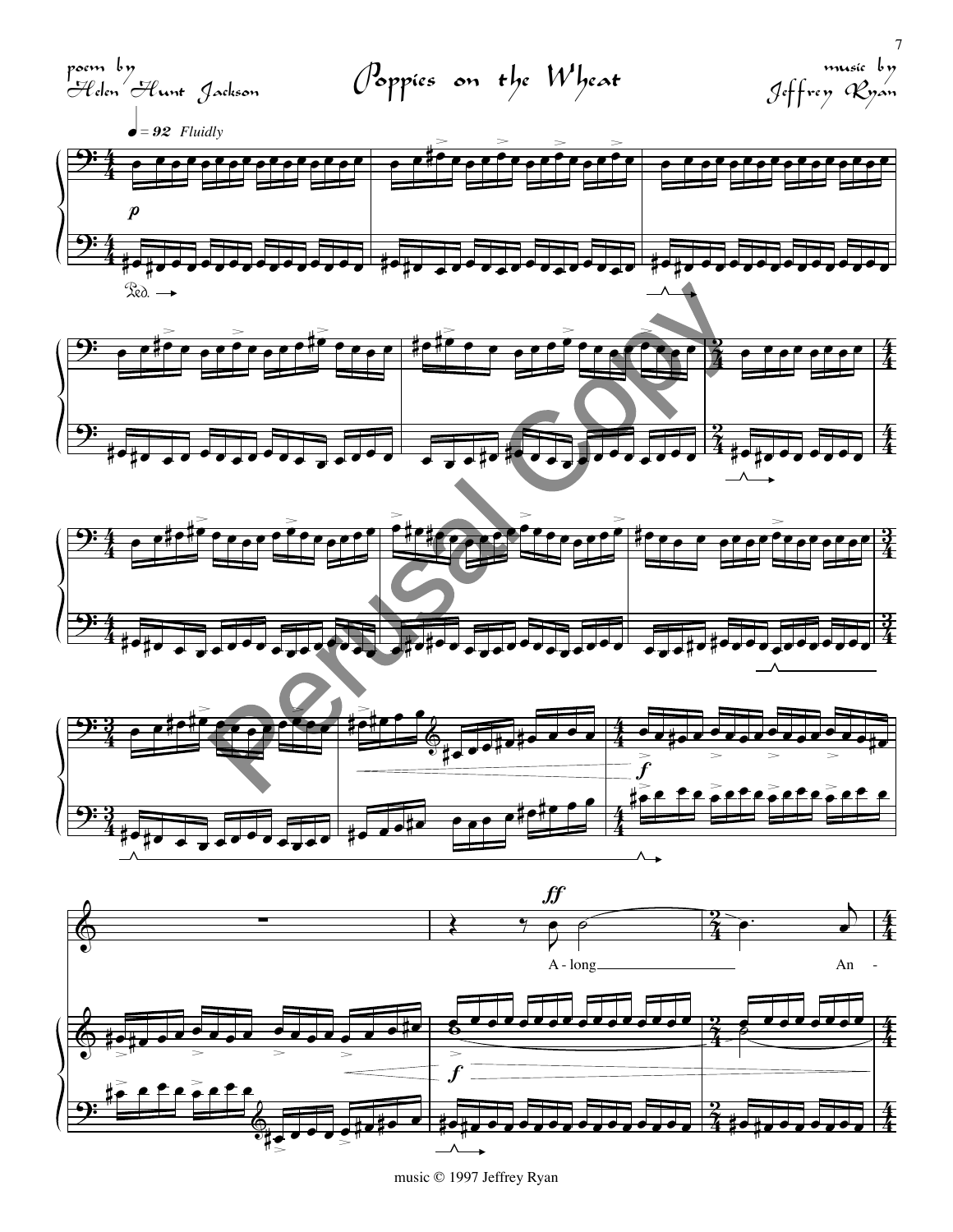poem by
Helen Hunt Jackson

# Poppies on the Wheat

music by
Jeffrey Ryan

♩ = 92 *Fluidly*

*p*

Ped.

*f*

*ff*

A - long

An -

*f*

music © 1997 Jeffrey Ryan

Perusal Copy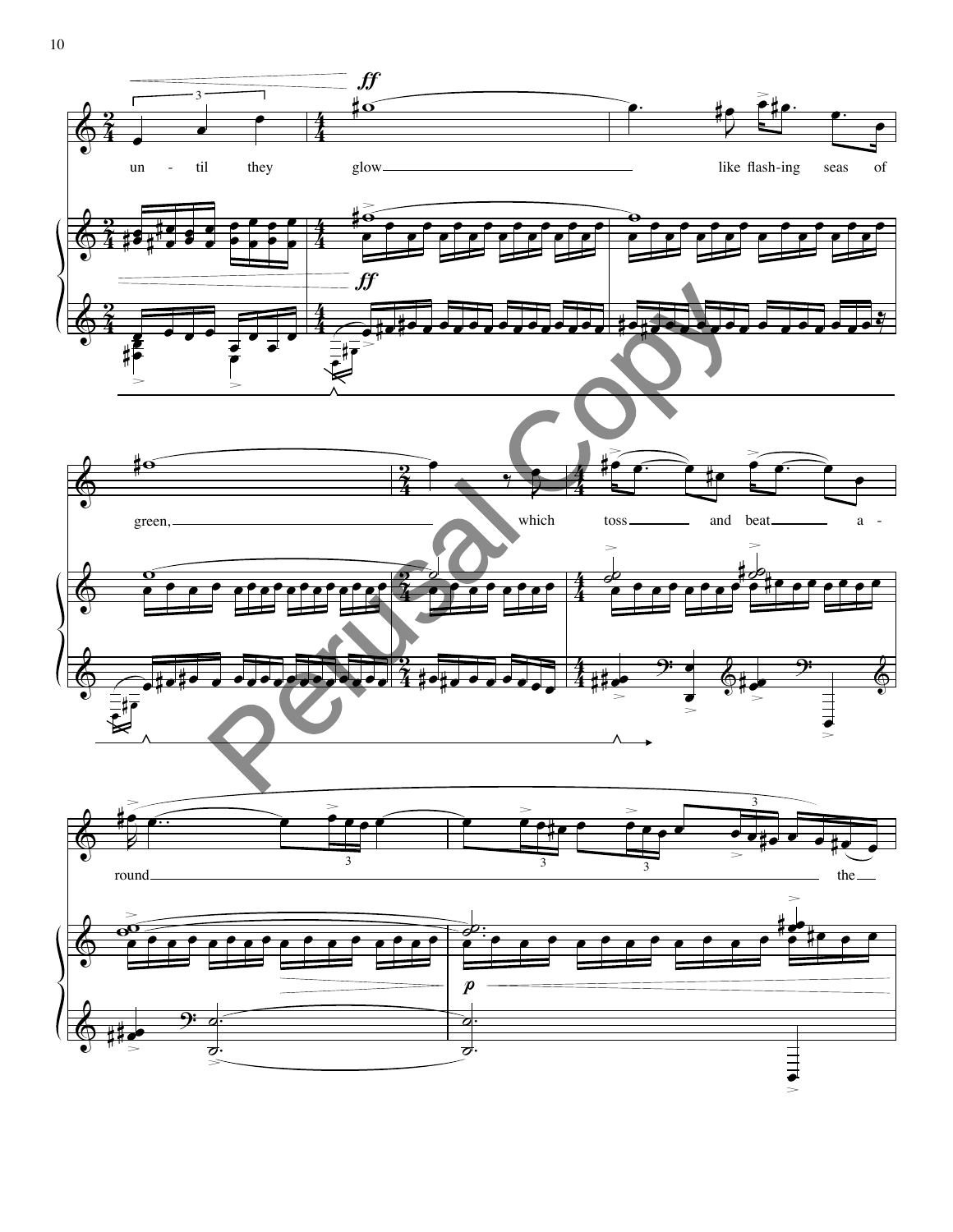un - til they glow like flash-ing seas of

green, which toss and beat a -

round the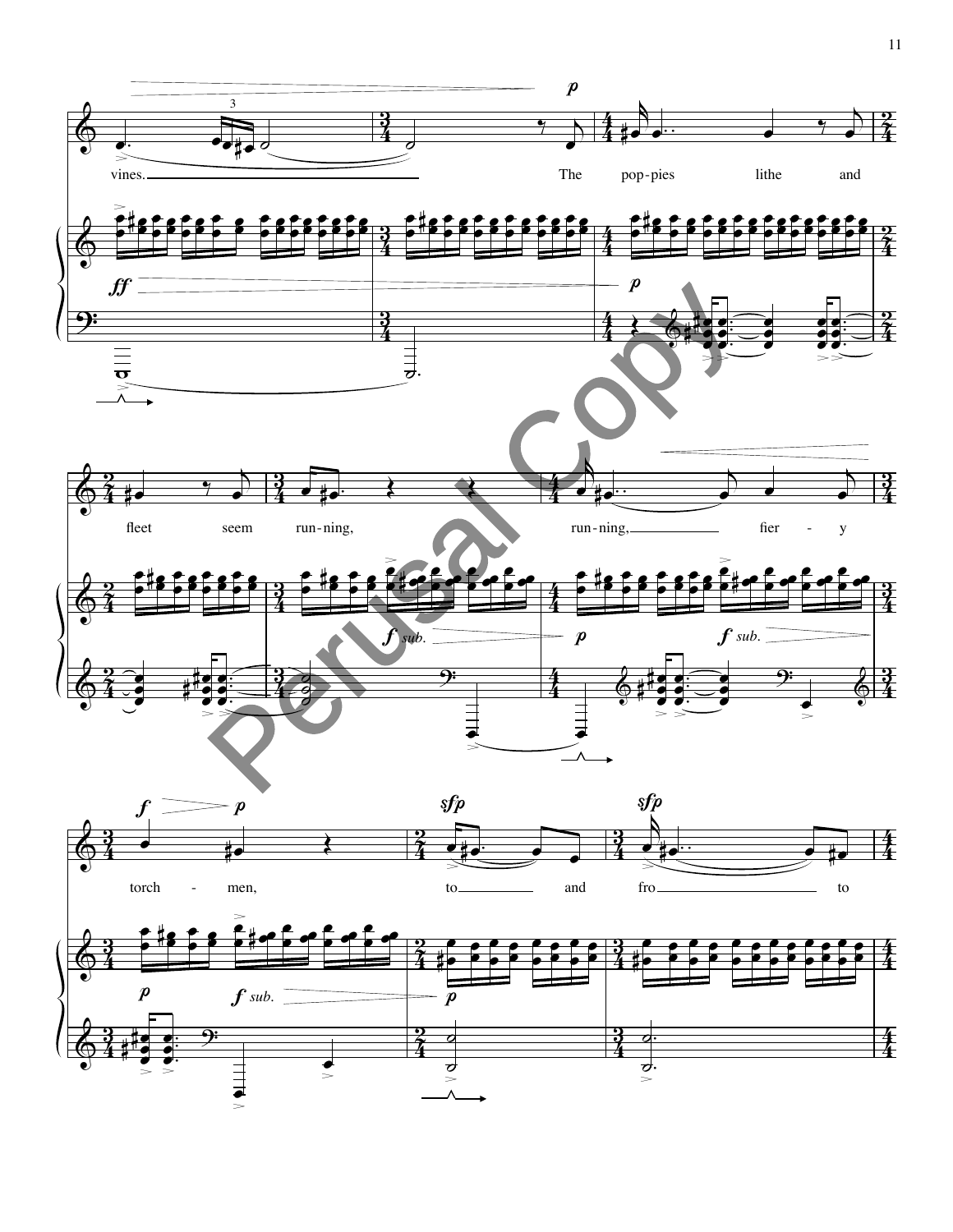vines. The pop-pies lithe and

fleet seem run-ning, run-ning, fier-y

torch-men, to and fro to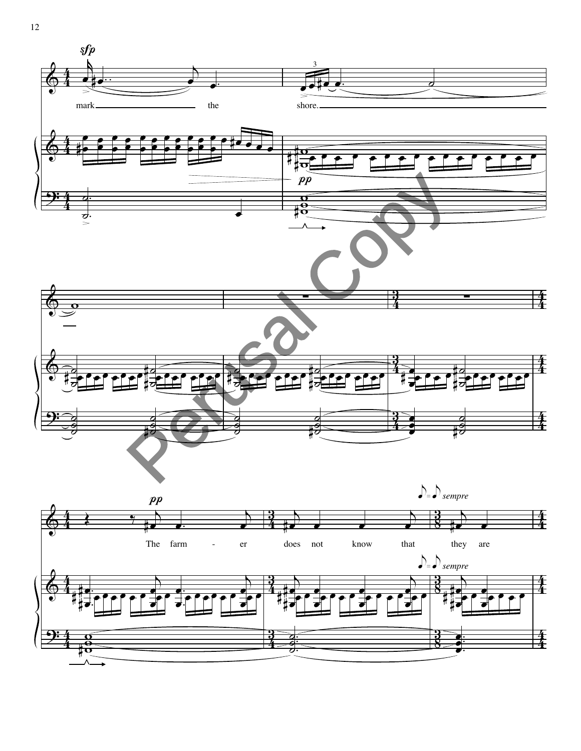*sfp*

mark ________ the shore. ________

*pp*

*pp*

The farm - er does not know that they are

♪ = ♪ *sempre*

♪ = ♪ *sempre*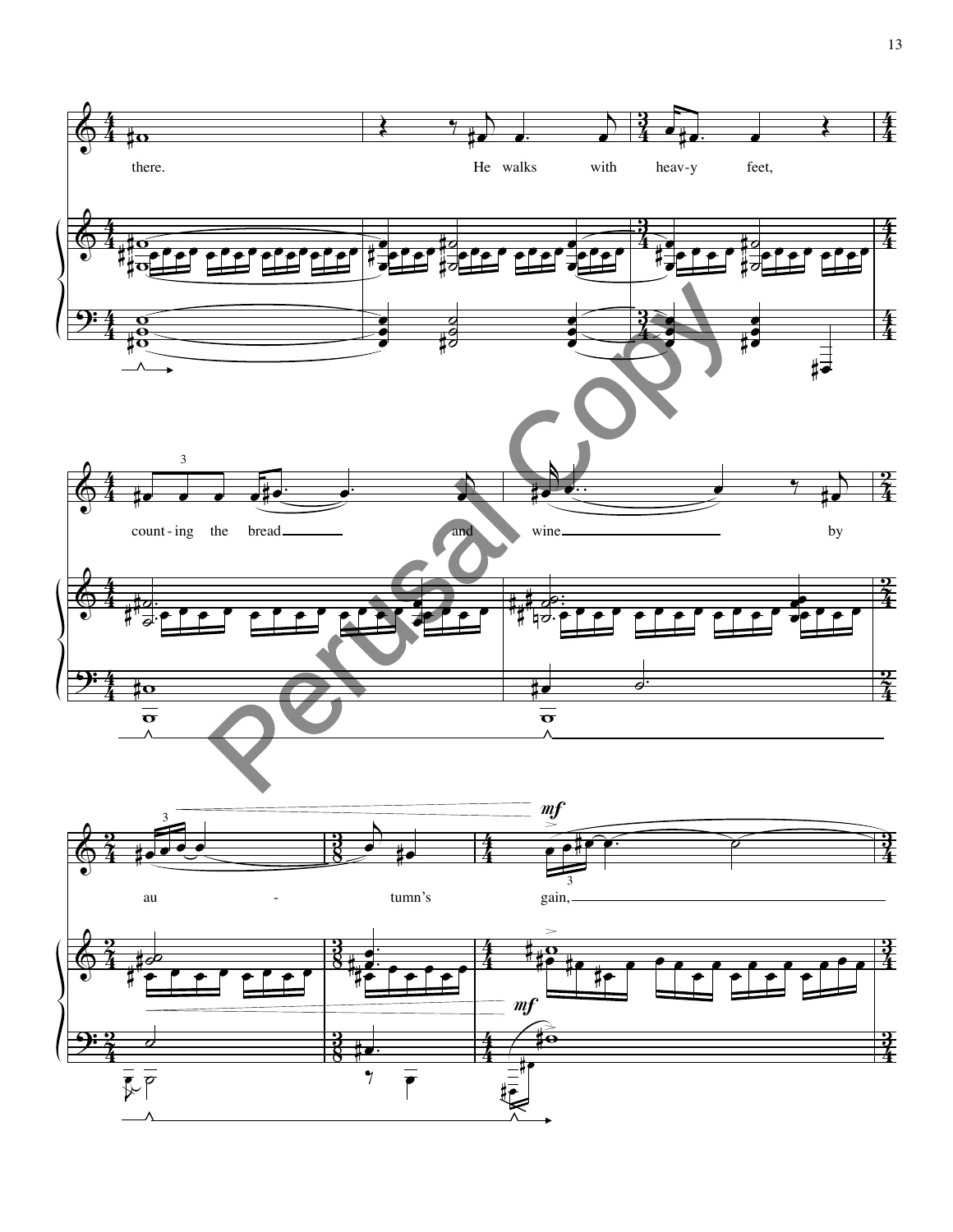there. He walks with heav-y feet,

count-ing the bread and wine by

au - tumn's gain,

*mf*

Perusal Copy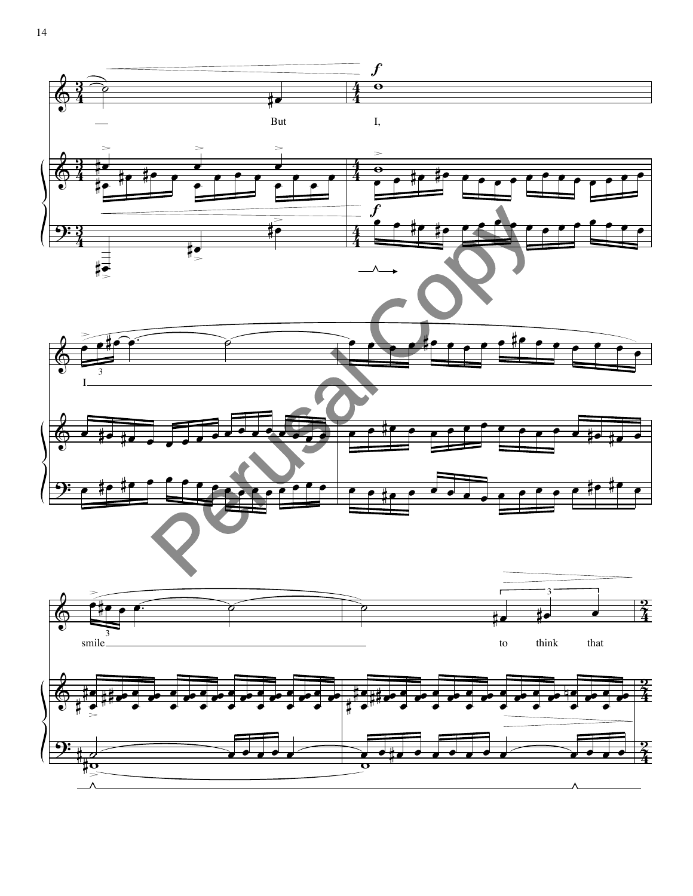— But I,

I

smile to think that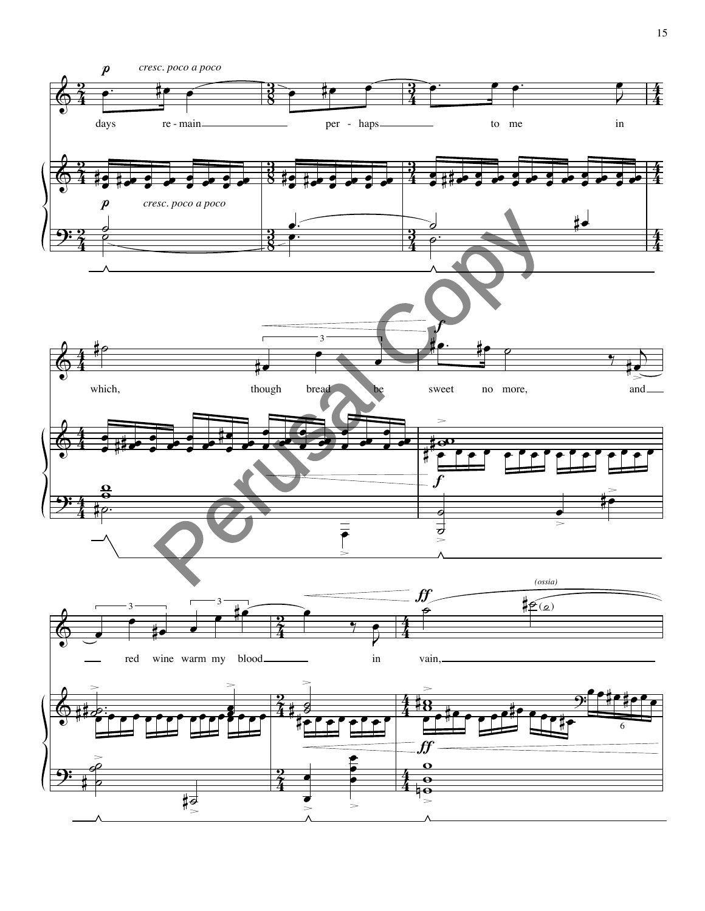*p* *cresc. poco a poco*

days re - main per - haps to me in

*p* *cresc. poco a poco*

which, though bread be sweet no more, and

*f*

red wine warm my blood in vain,

*ff* *(ossia)*

*ff*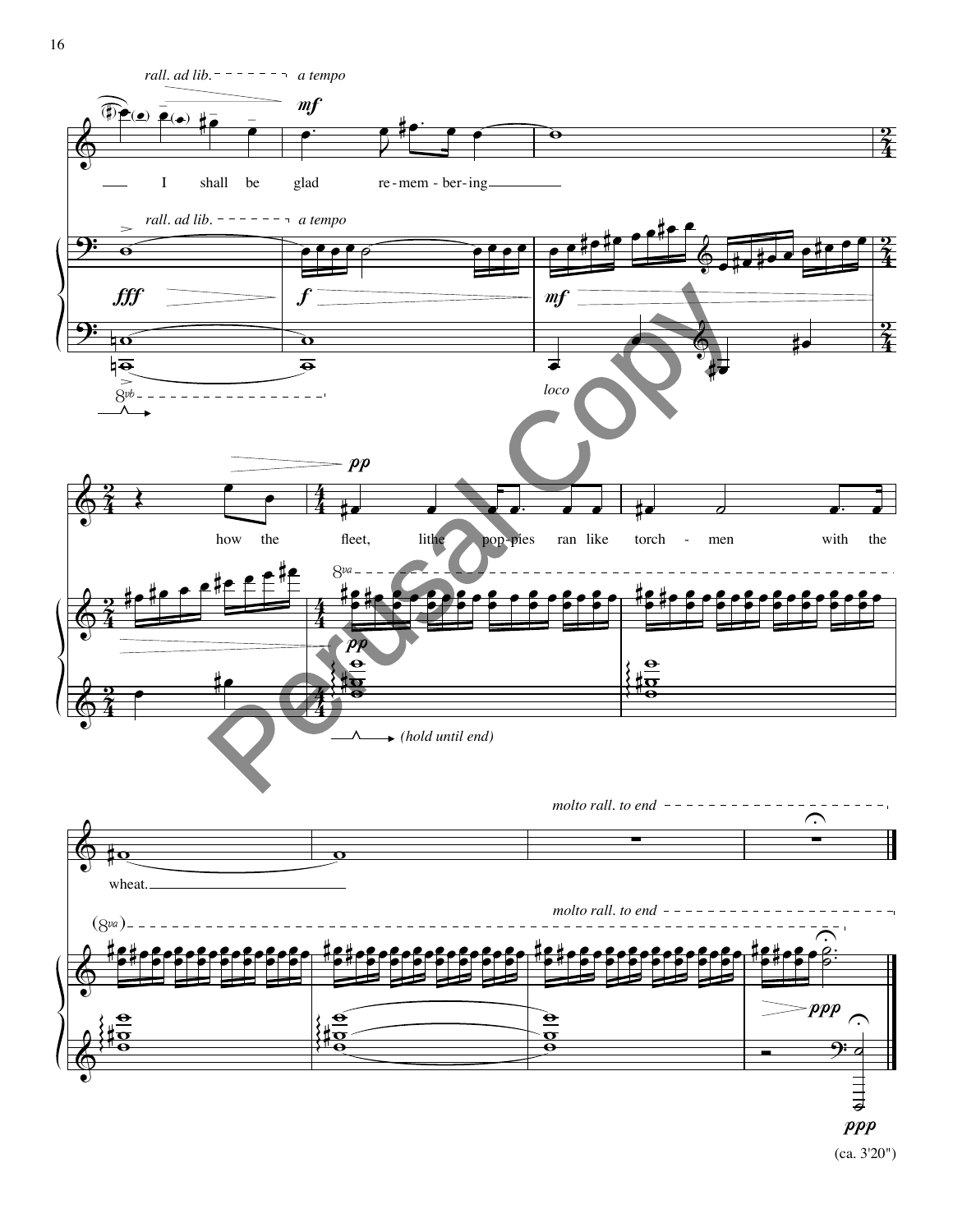*rall. ad lib.* — *a tempo*

I shall be glad re-mem-ber-ing ___ how the fleet, lithe pop-pies ran like torch-men with the wheat. ___

*(hold until end)*

*molto rall. to end*

(ca. 3'20")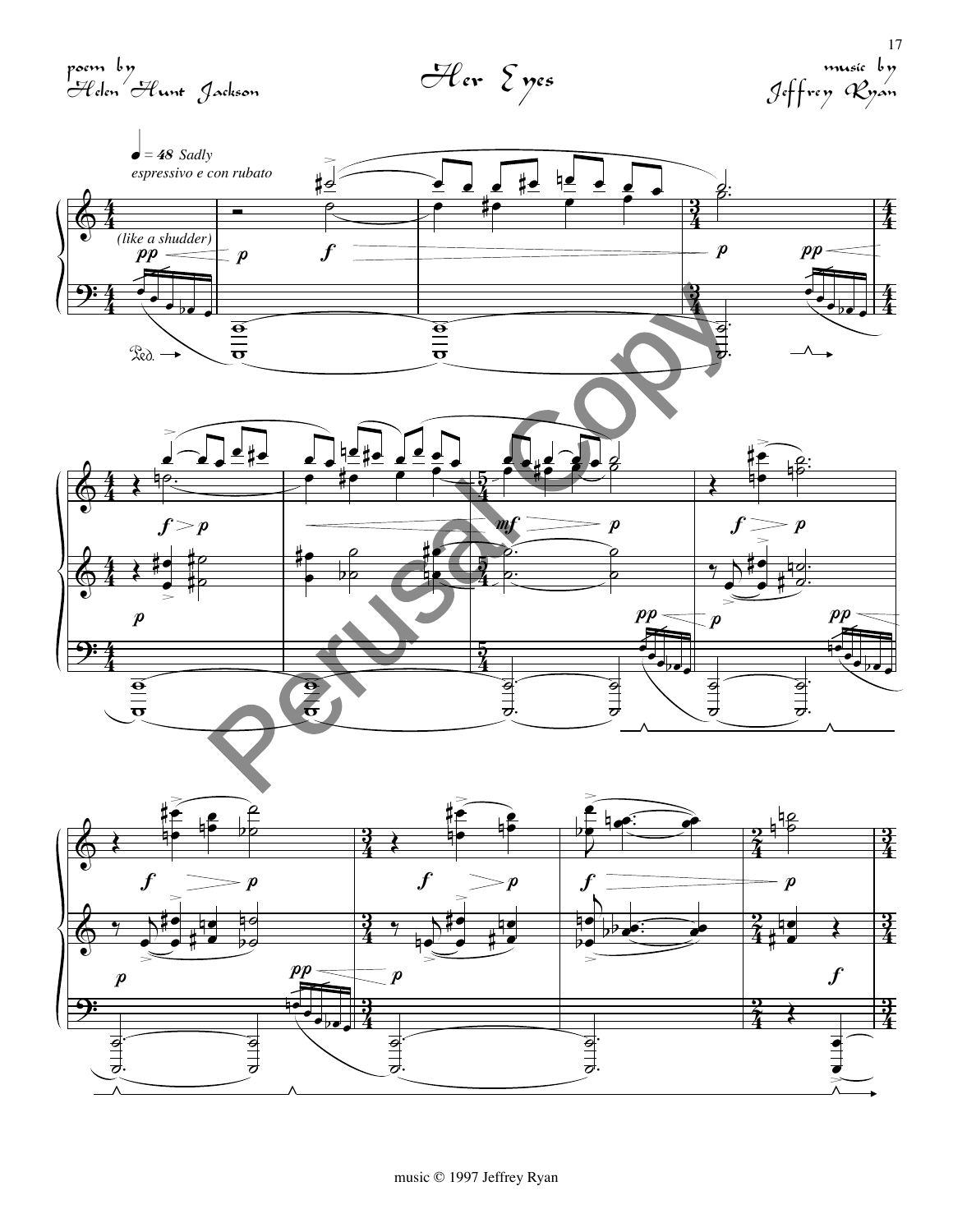poem by Helen Hunt Jackson

# Her Eyes

music by Jeffrey Ryan

music © 1997 Jeffrey Ryan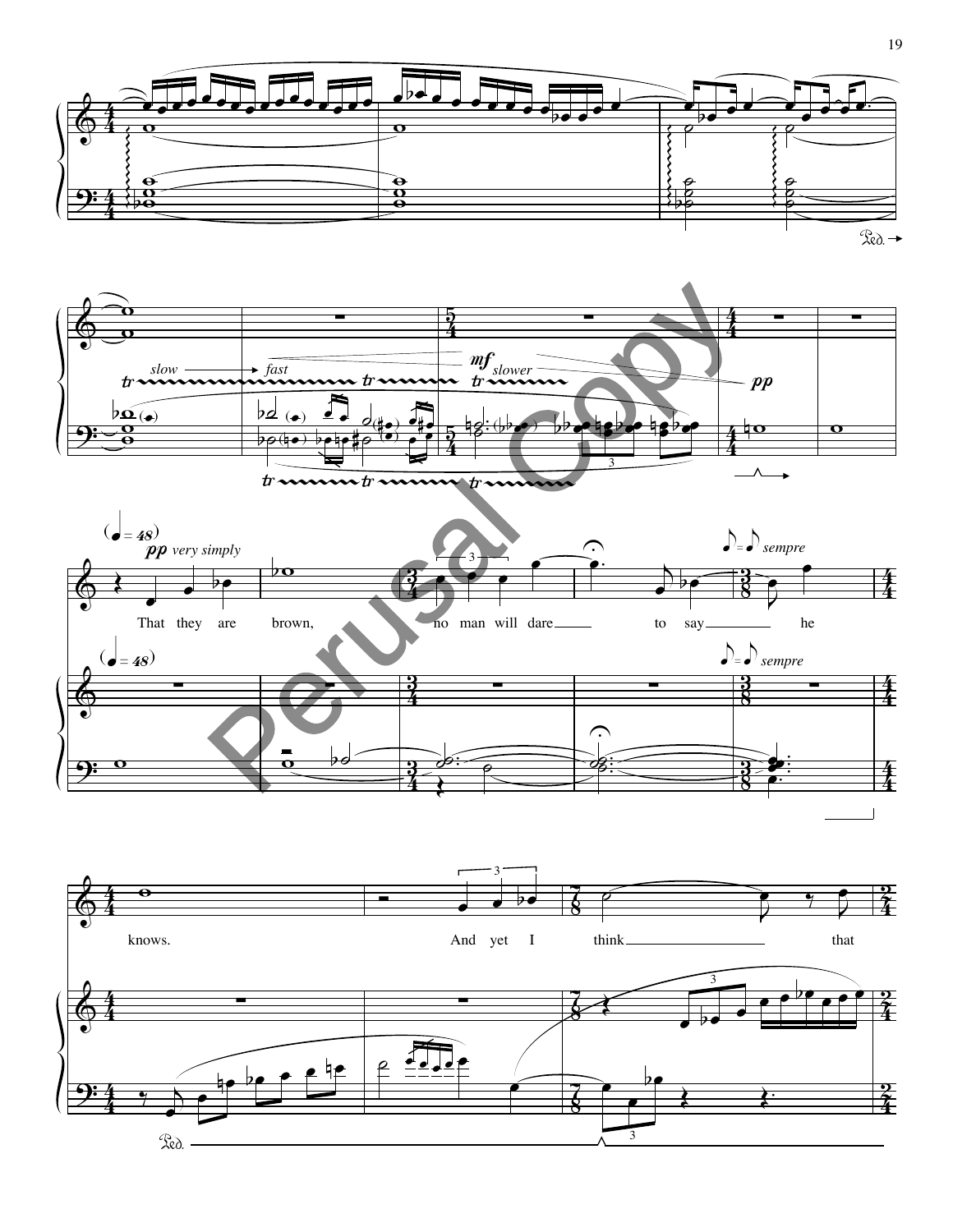*slow* → *fast* *mf* *slower* *pp*

(♩ = 48)

*pp very simply*

That they are brown, no man will dare to say he knows.

♪ = ♪ *sempre*

And yet I think that

Perusal Copy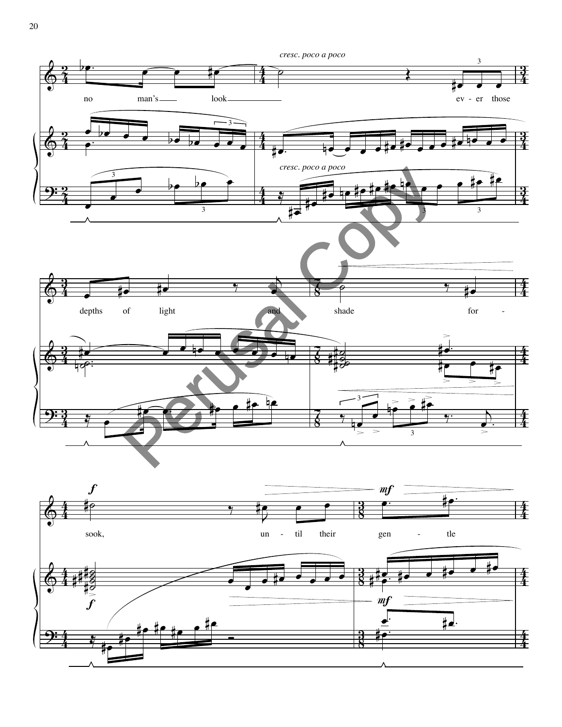*cresc. poco a poco*

no man's look ev - er those

*cresc. poco a poco*

depths of light and shade for -

*f* *mf*

sook, un - til their gen - tle

*f* *mf*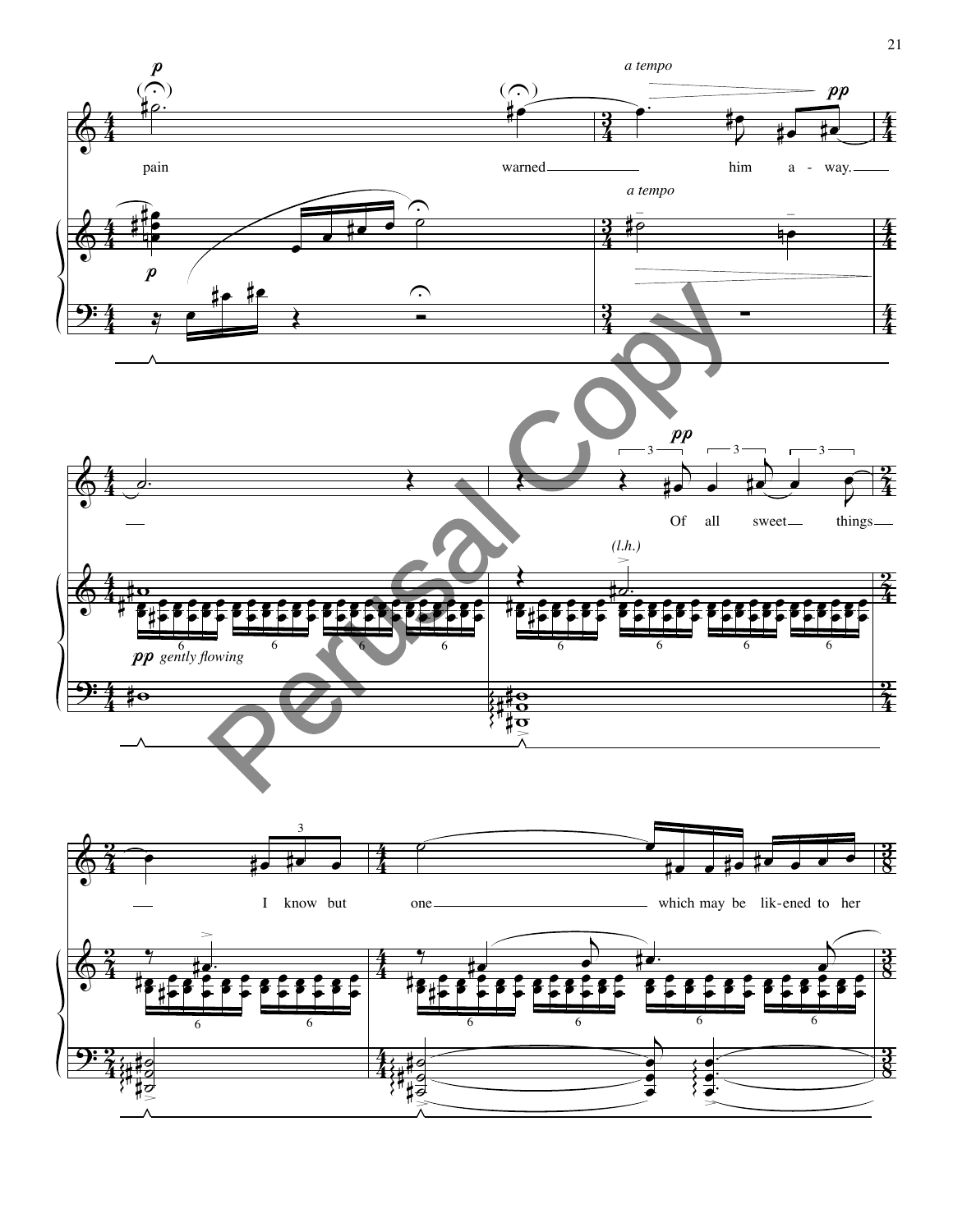*a tempo*

pain warned him a - way.

*a tempo*

*pp gently flowing*

Of all sweet things

*(l.h.)*

I know but one which may be lik-ened to her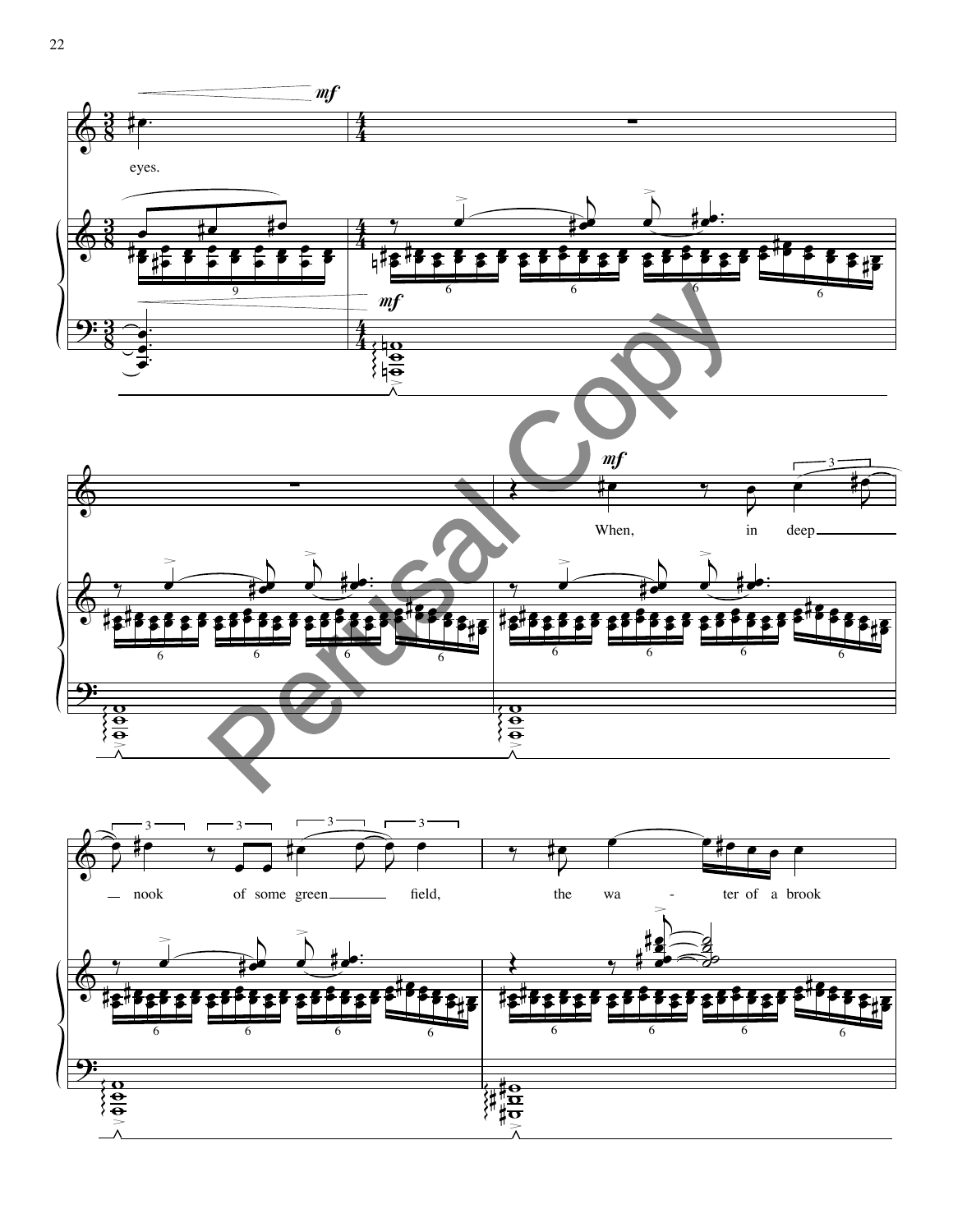eyes.

When, in deep — nook of some green field, the wa - ter of a brook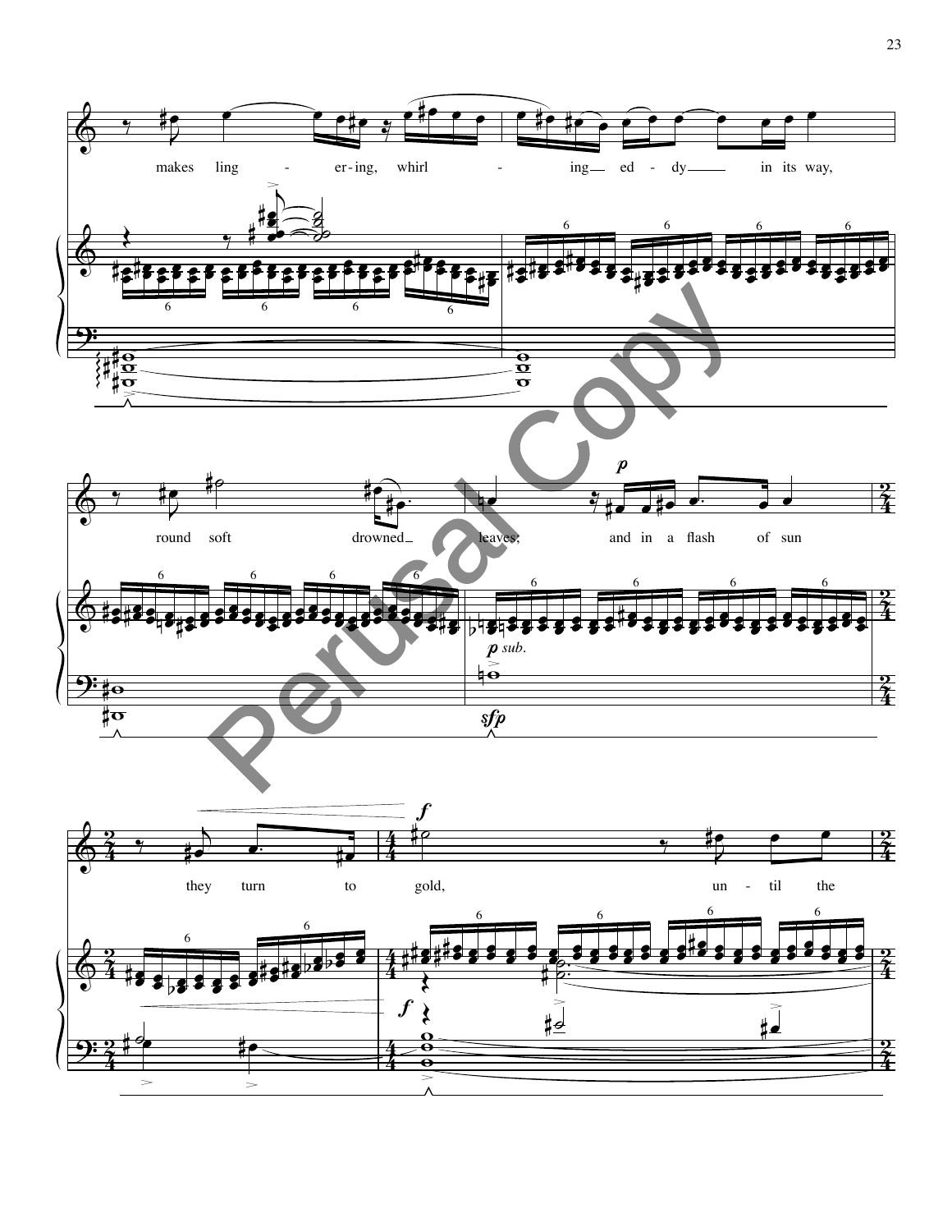makes ling - er-ing, whirl - ing ed - dy in its way,

round soft drowned leaves; and in a flash of sun

they turn to gold, un - til the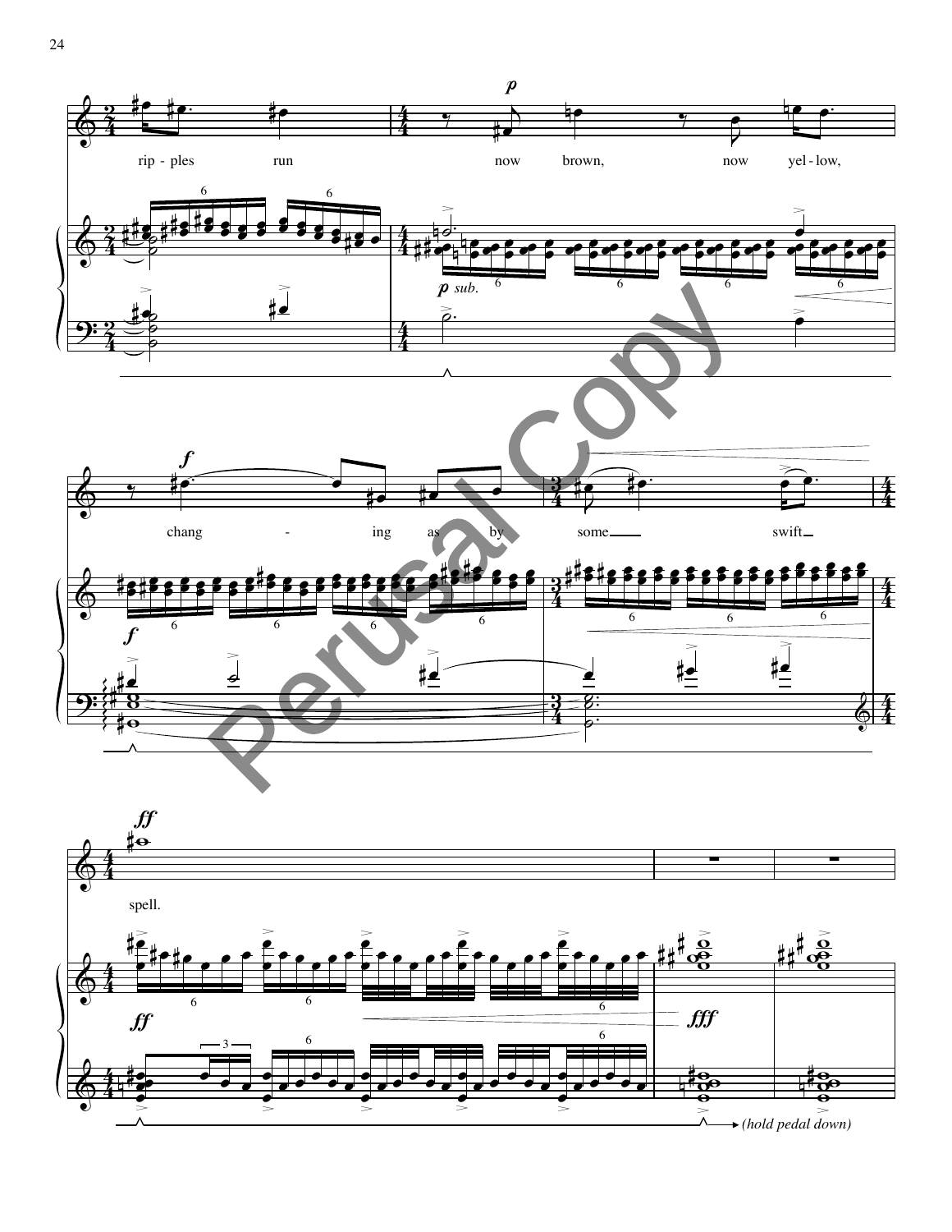rip - ples run now brown, now yel - low,

changing - ing as by some swift

spell.

*(hold pedal down)*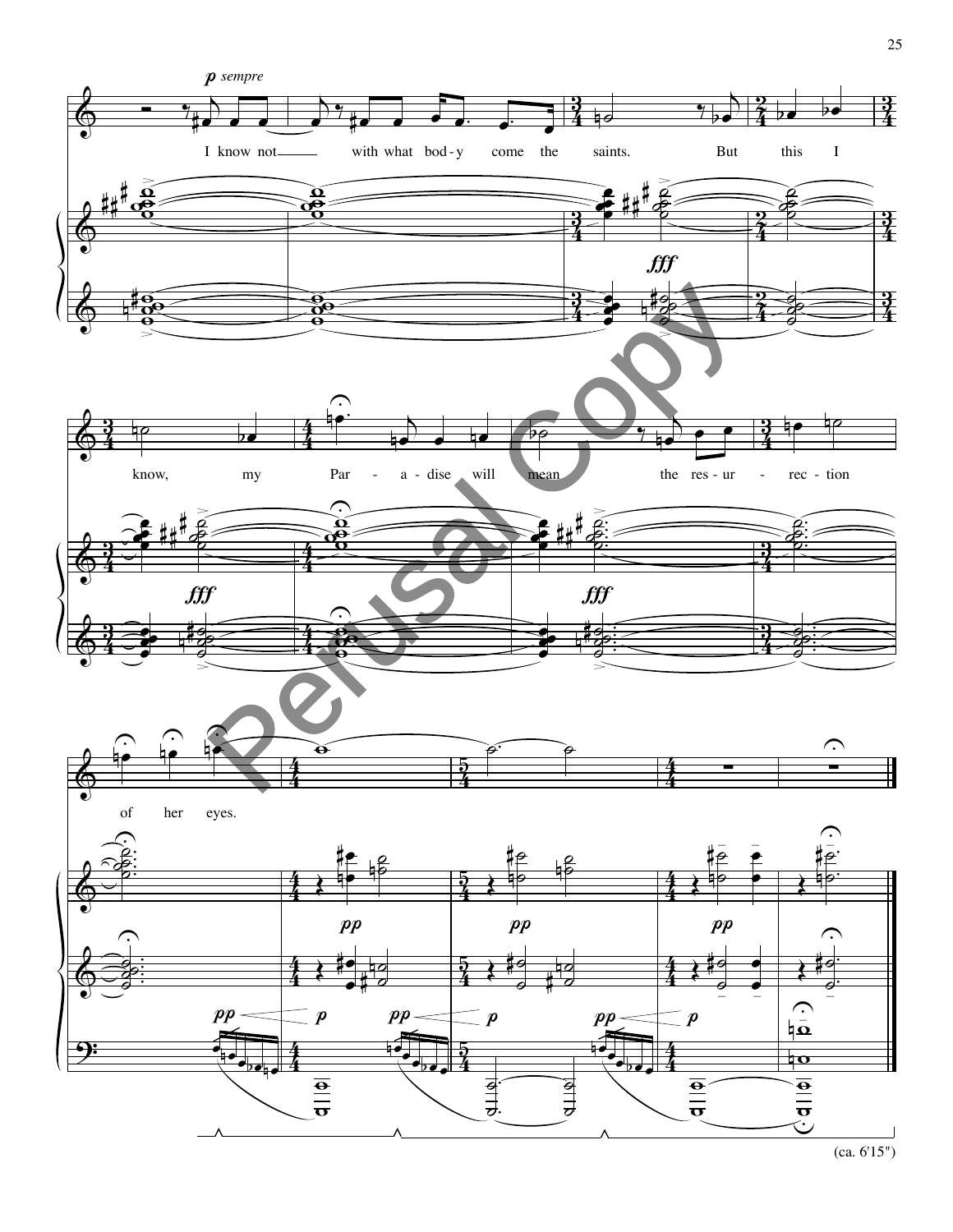*p sempre*

I know not with what bod-y come the saints. But this I know, my Par-a-dise will mean the res-ur-rec-tion of her eyes.

(ca. 6'15")